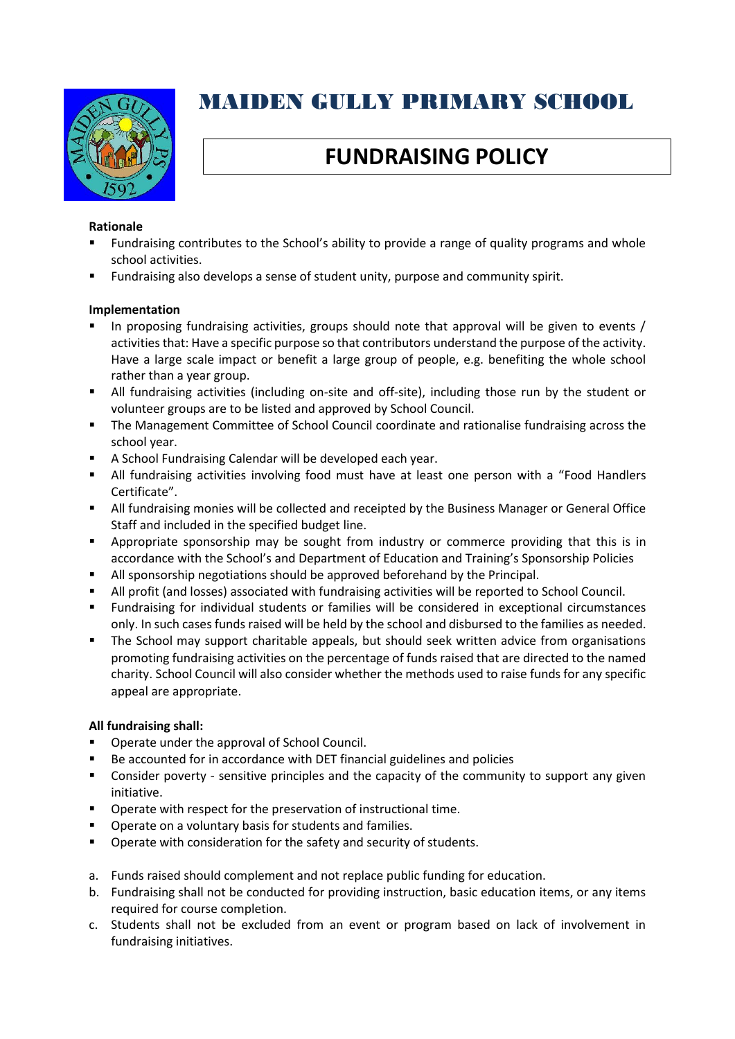# MAIDEN GULLY PRIMARY SCHOOL

## FUNDRAISING POLICY

**Rationale**

- Fundraising contributes to the School's ability to provide a range of quality programs and whole school activities.
- Fundraising also develops a sense of student unity, purpose and community spirit.

**Implementation**

- In proposing fundraising activities, groups should note that approval will be given to events / activities that: Have a specific purpose so that contributors understand the purpose of the activity. Have a large scale impact or benefit a large group of people, e.g. benefiting the whole school rather than a year group.
- All fundraising activities (including on-site and off-site), including those run by the student or volunteer groups are to be listed and approved by School Council.
- The Management Committee of School Council coordinate and rationalise fundraising across the school year.
- A School Fundraising Calendar will be developed each year.
- All fundraising activities involving food must have at least one person with a "Food Handlers Certificate".
- All fundraising monies will be collected and receipted by the Business Manager or General Office Staff and included in the specified budget line.
- Appropriate sponsorship may be sought from industry or commerce providing that this is in accordance with the School's and Department of Education and Training's Sponsorship Policies
- All sponsorship negotiations should be approved beforehand by the Principal.
- All profit (and losses) associated with fundraising activities will be reported to School Council.
- Fundraising for individual students or families will be considered in exceptional circumstances only. In such cases funds raised will be held by the school and disbursed to the families as needed.
- The School may support charitable appeals, but should seek written advice from organisations promoting fundraising activities on the percentage of funds raised that are directed to the named charity. School Council will also consider whether the methods used to raise funds for any specific appeal are appropriate.

**All fundraising shall:**

- Operate under the approval of School Council.
- Be accounted for in accordance with DET financial guidelines and policies
- Consider poverty - sensitive principles and the capacity of the community to support any given initiative.
- Operate with respect for the preservation of instructional time.
- Operate on a voluntary basis for students and families.
- Operate with consideration for the safety and security of students.

a. Funds raised should complement and not replace public funding for education.
b. Fundraising shall not be conducted for providing instruction, basic education items, or any items required for course completion.
c. Students shall not be excluded from an event or program based on lack of involvement in fundraising initiatives.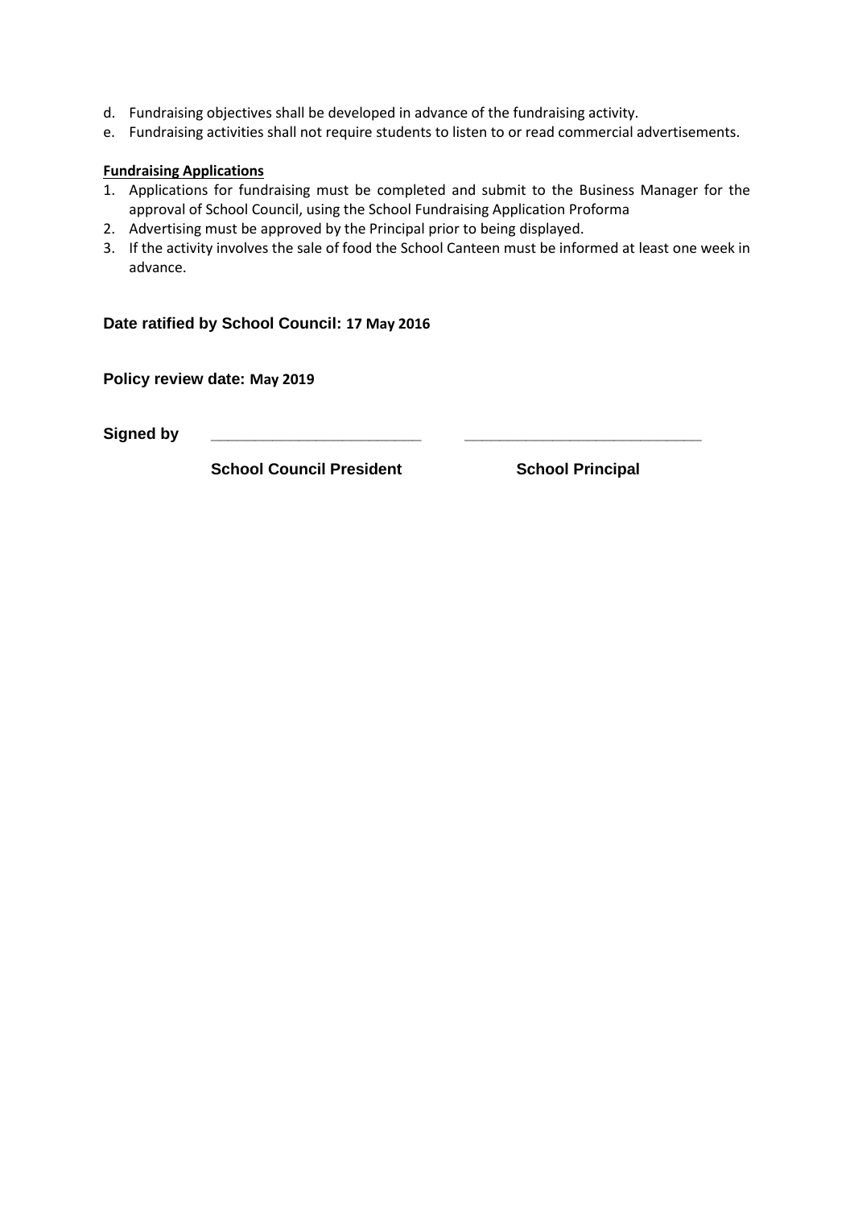d. Fundraising objectives shall be developed in advance of the fundraising activity.
e. Fundraising activities shall not require students to listen to or read commercial advertisements.

**Fundraising Applications**

1. Applications for fundraising must be completed and submit to the Business Manager for the approval of School Council, using the School Fundraising Application Proforma
2. Advertising must be approved by the Principal prior to being displayed.
3. If the activity involves the sale of food the School Canteen must be informed at least one week in advance.

**Date ratified by School Council: 17 May 2016**

**Policy review date: May 2019**

**Signed by** \_\_\_\_\_\_\_\_\_\_\_\_\_\_\_\_\_\_\_\_\_\_\_\_\_\_ \_\_\_\_\_\_\_\_\_\_\_\_\_\_\_\_\_\_\_\_\_\_\_\_\_\_\_\_\_

**School Council President** **School Principal**